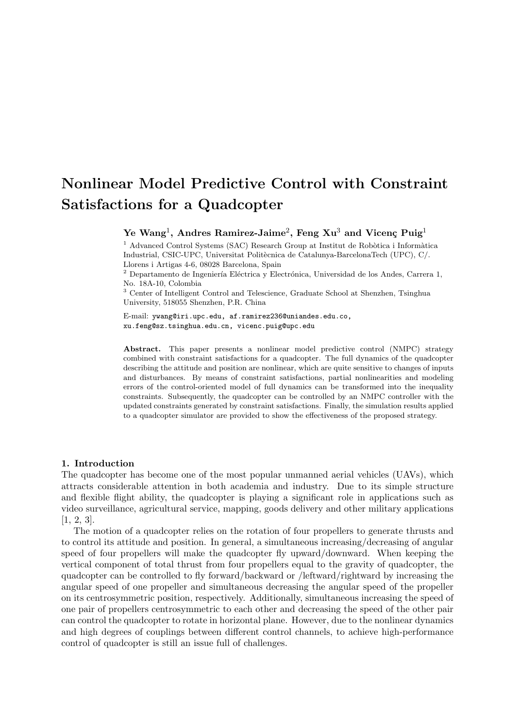# Nonlinear Model Predictive Control with Constraint Satisfactions for a Quadcopter

**Ye Wang**[1], **Andres Ramirez-Jaime**[2], **Feng Xu**[3] **and Vicenç Puig**[1]

[1] Advanced Control Systems (SAC) Research Group at Institut de Robòtica i Informàtica Industrial, CSIC-UPC, Universitat Politècnica de Catalunya-BarcelonaTech (UPC), C/. Llorens i Artigas 4-6, 08028 Barcelona, Spain

[2] Departamento de Ingeniería Eléctrica y Electrónica, Universidad de los Andes, Carrera 1, No. 18A-10, Colombia

[3] Center of Intelligent Control and Telescience, Graduate School at Shenzhen, Tsinghua University, 518055 Shenzhen, P.R. China

E-mail: ywang@iri.upc.edu, af.ramirez236@uniandes.edu.co, xu.feng@sz.tsinghua.edu.cn, vicenc.puig@upc.edu

**Abstract.** This paper presents a nonlinear model predictive control (NMPC) strategy combined with constraint satisfactions for a quadcopter. The full dynamics of the quadcopter describing the attitude and position are nonlinear, which are quite sensitive to changes of inputs and disturbances. By means of constraint satisfactions, partial nonlinearities and modeling errors of the control-oriented model of full dynamics can be transformed into the inequality constraints. Subsequently, the quadcopter can be controlled by an NMPC controller with the updated constraints generated by constraint satisfactions. Finally, the simulation results applied to a quadcopter simulator are provided to show the effectiveness of the proposed strategy.

## 1. Introduction

The quadcopter has become one of the most popular unmanned aerial vehicles (UAVs), which attracts considerable attention in both academia and industry. Due to its simple structure and flexible flight ability, the quadcopter is playing a significant role in applications such as video surveillance, agricultural service, mapping, goods delivery and other military applications [1, 2, 3].

The motion of a quadcopter relies on the rotation of four propellers to generate thrusts and to control its attitude and position. In general, a simultaneous increasing/decreasing of angular speed of four propellers will make the quadcopter fly upward/downward. When keeping the vertical component of total thrust from four propellers equal to the gravity of quadcopter, the quadcopter can be controlled to fly forward/backward or /leftward/rightward by increasing the angular speed of one propeller and simultaneous decreasing the angular speed of the propeller on its centrosymmetric position, respectively. Additionally, simultaneous increasing the speed of one pair of propellers centrosymmetric to each other and decreasing the speed of the other pair can control the quadcopter to rotate in horizontal plane. However, due to the nonlinear dynamics and high degrees of couplings between different control channels, to achieve high-performance control of quadcopter is still an issue full of challenges.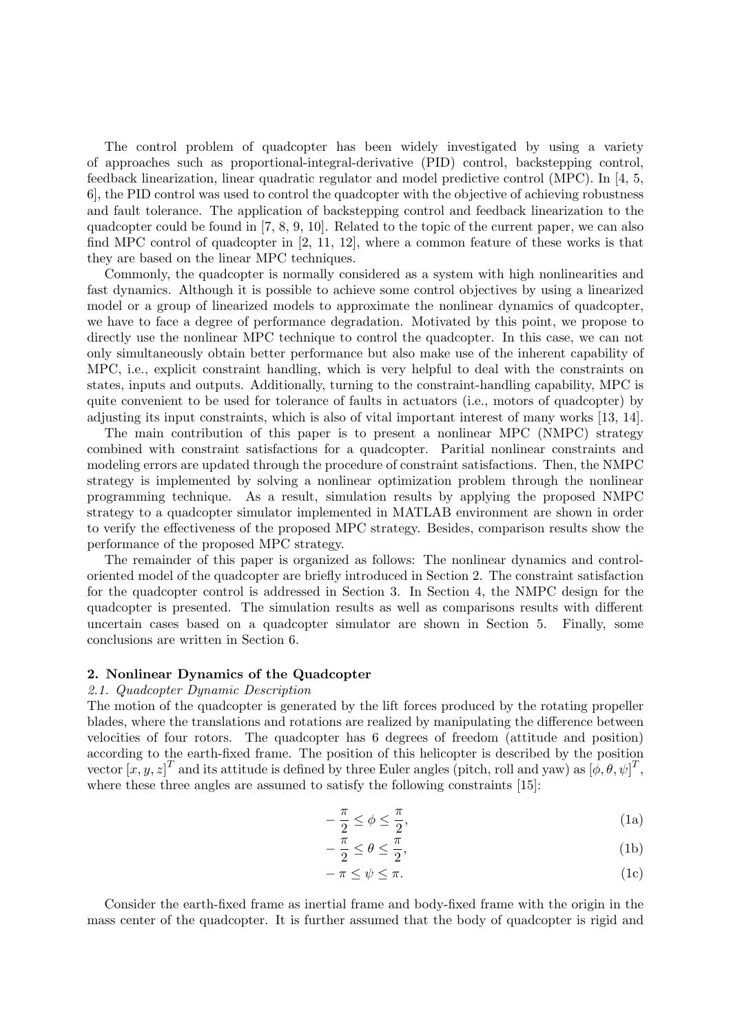The control problem of quadcopter has been widely investigated by using a variety of approaches such as proportional-integral-derivative (PID) control, backstepping control, feedback linearization, linear quadratic regulator and model predictive control (MPC). In [4, 5, 6], the PID control was used to control the quadcopter with the objective of achieving robustness and fault tolerance. The application of backstepping control and feedback linearization to the quadcopter could be found in [7, 8, 9, 10]. Related to the topic of the current paper, we can also find MPC control of quadcopter in [2, 11, 12], where a common feature of these works is that they are based on the linear MPC techniques.

Commonly, the quadcopter is normally considered as a system with high nonlinearities and fast dynamics. Although it is possible to achieve some control objectives by using a linearized model or a group of linearized models to approximate the nonlinear dynamics of quadcopter, we have to face a degree of performance degradation. Motivated by this point, we propose to directly use the nonlinear MPC technique to control the quadcopter. In this case, we can not only simultaneously obtain better performance but also make use of the inherent capability of MPC, i.e., explicit constraint handling, which is very helpful to deal with the constraints on states, inputs and outputs. Additionally, turning to the constraint-handling capability, MPC is quite convenient to be used for tolerance of faults in actuators (i.e., motors of quadcopter) by adjusting its input constraints, which is also of vital important interest of many works [13, 14].

The main contribution of this paper is to present a nonlinear MPC (NMPC) strategy combined with constraint satisfactions for a quadcopter. Paritial nonlinear constraints and modeling errors are updated through the procedure of constraint satisfactions. Then, the NMPC strategy is implemented by solving a nonlinear optimization problem through the nonlinear programming technique. As a result, simulation results by applying the proposed NMPC strategy to a quadcopter simulator implemented in MATLAB environment are shown in order to verify the effectiveness of the proposed MPC strategy. Besides, comparison results show the performance of the proposed MPC strategy.

The remainder of this paper is organized as follows: The nonlinear dynamics and control-oriented model of the quadcopter are briefly introduced in Section 2. The constraint satisfaction for the quadcopter control is addressed in Section 3. In Section 4, the NMPC design for the quadcopter is presented. The simulation results as well as comparisons results with different uncertain cases based on a quadcopter simulator are shown in Section 5. Finally, some conclusions are written in Section 6.

## 2. Nonlinear Dynamics of the Quadcopter

### *2.1. Quadcopter Dynamic Description*

The motion of the quadcopter is generated by the lift forces produced by the rotating propeller blades, where the translations and rotations are realized by manipulating the difference between velocities of four rotors. The quadcopter has 6 degrees of freedom (attitude and position) according to the earth-fixed frame. The position of this helicopter is described by the position vector $[x, y, z]^T$ and its attitude is defined by three Euler angles (pitch, roll and yaw) as $[\phi, \theta, \psi]^T$, where these three angles are assumed to satisfy the following constraints [15]:

$$-\frac{\pi}{2} \leq \phi \leq \frac{\pi}{2}, \tag{1a}$$

$$-\frac{\pi}{2} \leq \theta \leq \frac{\pi}{2}, \tag{1b}$$

$$-\pi \leq \psi \leq \pi. \tag{1c}$$

Consider the earth-fixed frame as inertial frame and body-fixed frame with the origin in the mass center of the quadcopter. It is further assumed that the body of quadcopter is rigid and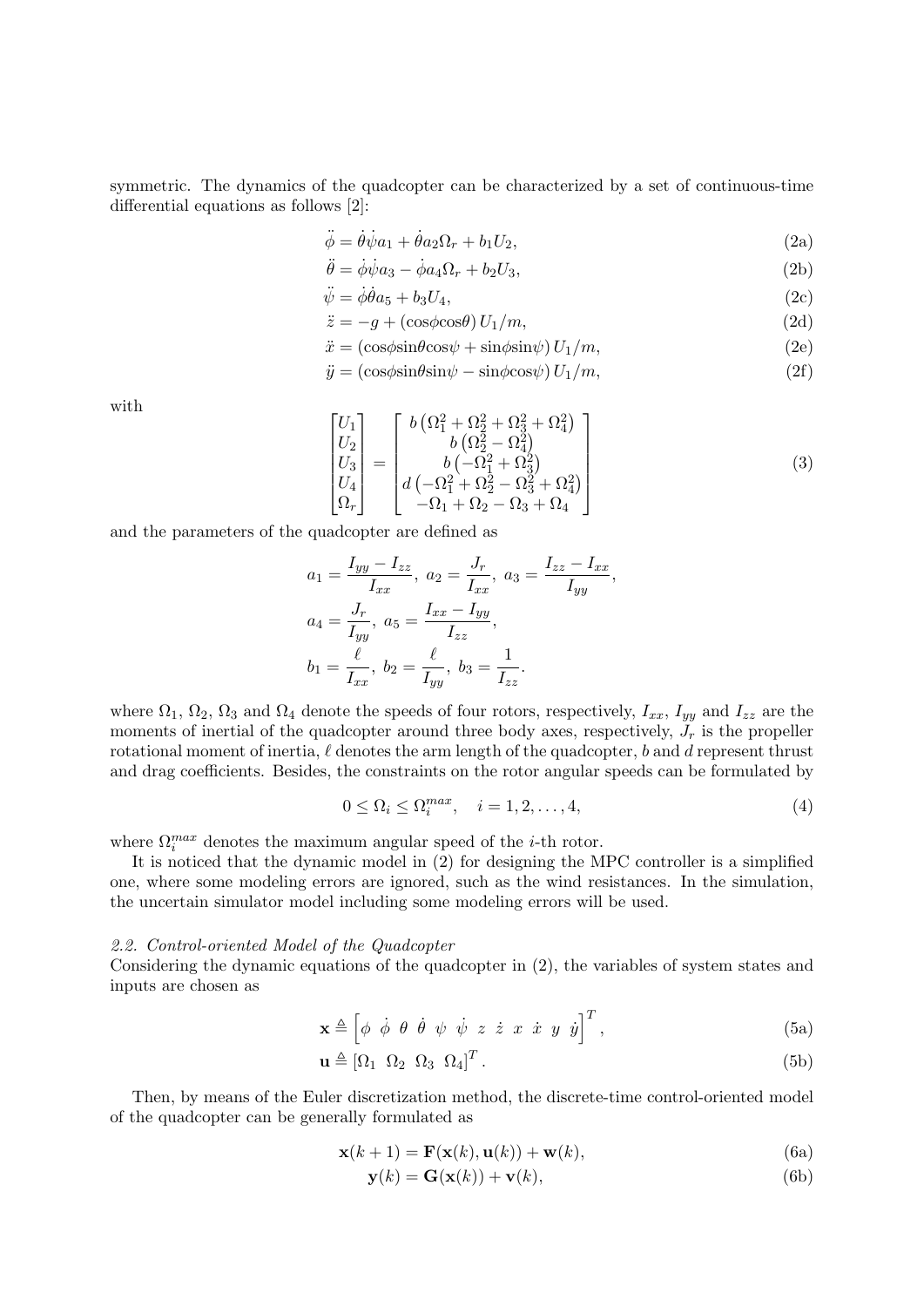symmetric. The dynamics of the quadcopter can be characterized by a set of continuous-time differential equations as follows [2]:

$$\ddot{\phi} = \dot{\theta}\dot{\psi}a_1 + \dot{\theta}a_2\Omega_r + b_1 U_2, \tag{2a}$$

$$\ddot{\theta} = \dot{\phi}\dot{\psi}a_3 - \dot{\phi}a_4\Omega_r + b_2 U_3, \tag{2b}$$

$$\ddot{\psi} = \dot{\phi}\dot{\theta}a_5 + b_3 U_4, \tag{2c}$$

$$\ddot{z} = -g + (\cos\phi\cos\theta)\, U_1/m, \tag{2d}$$

$$\ddot{x} = (\cos\phi\sin\theta\cos\psi + \sin\phi\sin\psi)\, U_1/m, \tag{2e}$$

$$\ddot{y} = (\cos\phi\sin\theta\sin\psi - \sin\phi\cos\psi)\, U_1/m, \tag{2f}$$

with

$$\begin{bmatrix} U_1 \\ U_2 \\ U_3 \\ U_4 \\ \Omega_r \end{bmatrix} = \begin{bmatrix} b\left(\Omega_1^2 + \Omega_2^2 + \Omega_3^2 + \Omega_4^2\right) \\ b\left(\Omega_2^2 - \Omega_4^2\right) \\ b\left(-\Omega_1^2 + \Omega_3^2\right) \\ d\left(-\Omega_1^2 + \Omega_2^2 - \Omega_3^2 + \Omega_4^2\right) \\ -\Omega_1 + \Omega_2 - \Omega_3 + \Omega_4 \end{bmatrix} \tag{3}$$

and the parameters of the quadcopter are defined as

$$a_1 = \frac{I_{yy} - I_{zz}}{I_{xx}},\ a_2 = \frac{J_r}{I_{xx}},\ a_3 = \frac{I_{zz} - I_{xx}}{I_{yy}},$$

$$a_4 = \frac{J_r}{I_{yy}},\ a_5 = \frac{I_{xx} - I_{yy}}{I_{zz}},$$

$$b_1 = \frac{\ell}{I_{xx}},\ b_2 = \frac{\ell}{I_{yy}},\ b_3 = \frac{1}{I_{zz}}.$$

where $\Omega_1$, $\Omega_2$, $\Omega_3$ and $\Omega_4$ denote the speeds of four rotors, respectively, $I_{xx}$, $I_{yy}$ and $I_{zz}$ are the moments of inertial of the quadcopter around three body axes, respectively, $J_r$ is the propeller rotational moment of inertia, $\ell$ denotes the arm length of the quadcopter, $b$ and $d$ represent thrust and drag coefficients. Besides, the constraints on the rotor angular speeds can be formulated by

$$0 \leq \Omega_i \leq \Omega_i^{max}, \quad i = 1, 2, \ldots, 4, \tag{4}$$

where $\Omega_i^{max}$ denotes the maximum angular speed of the $i$-th rotor.

It is noticed that the dynamic model in (2) for designing the MPC controller is a simplified one, where some modeling errors are ignored, such as the wind resistances. In the simulation, the uncertain simulator model including some modeling errors will be used.

### *2.2. Control-oriented Model of the Quadcopter*

Considering the dynamic equations of the quadcopter in (2), the variables of system states and inputs are chosen as

$$\mathbf{x} \triangleq \begin{bmatrix} \phi & \dot{\phi} & \theta & \dot{\theta} & \psi & \dot{\psi} & z & \dot{z} & x & \dot{x} & y & \dot{y} \end{bmatrix}^T, \tag{5a}$$

$$\mathbf{u} \triangleq \begin{bmatrix} \Omega_1 & \Omega_2 & \Omega_3 & \Omega_4 \end{bmatrix}^T. \tag{5b}$$

Then, by means of the Euler discretization method, the discrete-time control-oriented model of the quadcopter can be generally formulated as

$$\mathbf{x}(k+1) = \mathbf{F}(\mathbf{x}(k), \mathbf{u}(k)) + \mathbf{w}(k), \tag{6a}$$

$$\mathbf{y}(k) = \mathbf{G}(\mathbf{x}(k)) + \mathbf{v}(k), \tag{6b}$$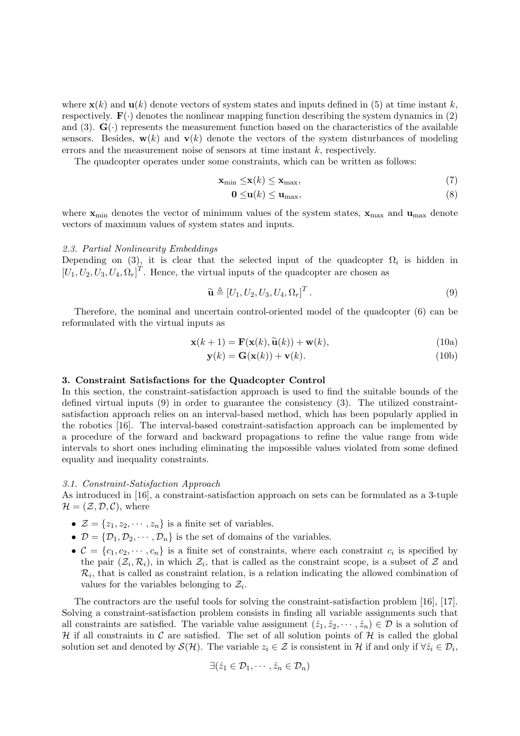where $\mathbf{x}(k)$ and $\mathbf{u}(k)$ denote vectors of system states and inputs defined in (5) at time instant $k$, respectively. $\mathbf{F}(\cdot)$ denotes the nonlinear mapping function describing the system dynamics in (2) and (3). $\mathbf{G}(\cdot)$ represents the measurement function based on the characteristics of the available sensors. Besides, $\mathbf{w}(k)$ and $\mathbf{v}(k)$ denote the vectors of the system disturbances of modeling errors and the measurement noise of sensors at time instant $k$, respectively.

The quadcopter operates under some constraints, which can be written as follows:

$$\mathbf{x}_{\min} \leq \mathbf{x}(k) \leq \mathbf{x}_{\max}, \tag{7}$$

$$\mathbf{0} \leq \mathbf{u}(k) \leq \mathbf{u}_{\max}, \tag{8}$$

where $\mathbf{x}_{\min}$ denotes the vector of minimum values of the system states, $\mathbf{x}_{\max}$ and $\mathbf{u}_{\max}$ denote vectors of maximum values of system states and inputs.

### *2.3. Partial Nonlinearity Embeddings*

Depending on (3), it is clear that the selected input of the quadcopter $\Omega_i$ is hidden in $[U_1, U_2, U_3, U_4, \Omega_r]^T$. Hence, the virtual inputs of the quadcopter are chosen as

$$\widetilde{\mathbf{u}} \triangleq [U_1, U_2, U_3, U_4, \Omega_r]^T. \tag{9}$$

Therefore, the nominal and uncertain control-oriented model of the quadcopter (6) can be reformulated with the virtual inputs as

$$\mathbf{x}(k+1) = \mathbf{F}(\mathbf{x}(k), \widetilde{\mathbf{u}}(k)) + \mathbf{w}(k), \tag{10a}$$

$$\mathbf{y}(k) = \mathbf{G}(\mathbf{x}(k)) + \mathbf{v}(k). \tag{10b}$$

## 3. Constraint Satisfactions for the Quadcopter Control

In this section, the constraint-satisfaction approach is used to find the suitable bounds of the defined virtual inputs (9) in order to guarantee the consistency (3). The utilized constraint-satisfaction approach relies on an interval-based method, which has been popularly applied in the robotics [16]. The interval-based constraint-satisfaction approach can be implemented by a procedure of the forward and backward propagations to refine the value range from wide intervals to short ones including eliminating the impossible values violated from some defined equality and inequality constraints.

### *3.1. Constraint-Satisfaction Approach*

As introduced in [16], a constraint-satisfaction approach on sets can be formulated as a 3-tuple $\mathcal{H} = (\mathcal{Z}, \mathcal{D}, \mathcal{C})$, where

- $\mathcal{Z} = \{z_1, z_2, \cdots, z_n\}$ is a finite set of variables.
- $\mathcal{D} = \{\mathcal{D}_1, \mathcal{D}_2, \cdots, \mathcal{D}_n\}$ is the set of domains of the variables.
- $\mathcal{C} = \{c_1, c_2, \cdots, c_n\}$ is a finite set of constraints, where each constraint $c_i$ is specified by the pair $(\mathcal{Z}_i, \mathcal{R}_i)$, in which $\mathcal{Z}_i$, that is called as the constraint scope, is a subset of $\mathcal{Z}$ and $\mathcal{R}_i$, that is called as constraint relation, is a relation indicating the allowed combination of values for the variables belonging to $\mathcal{Z}_i$.

The contractors are the useful tools for solving the constraint-satisfaction problem [16], [17]. Solving a constraint-satisfaction problem consists in finding all variable assignments such that all constraints are satisfied. The variable value assignment $(\hat{z}_1, \hat{z}_2, \cdots, \hat{z}_n) \in \mathcal{D}$ is a solution of $\mathcal{H}$ if all constraints in $\mathcal{C}$ are satisfied. The set of all solution points of $\mathcal{H}$ is called the global solution set and denoted by $\mathcal{S}(\mathcal{H})$. The variable $z_i \in \mathcal{Z}$ is consistent in $\mathcal{H}$ if and only if $\forall \hat{z}_i \in \mathcal{D}_i$,

$$\exists(\hat{z}_1 \in \mathcal{D}_1, \cdots, \hat{z}_n \in \mathcal{D}_n)$$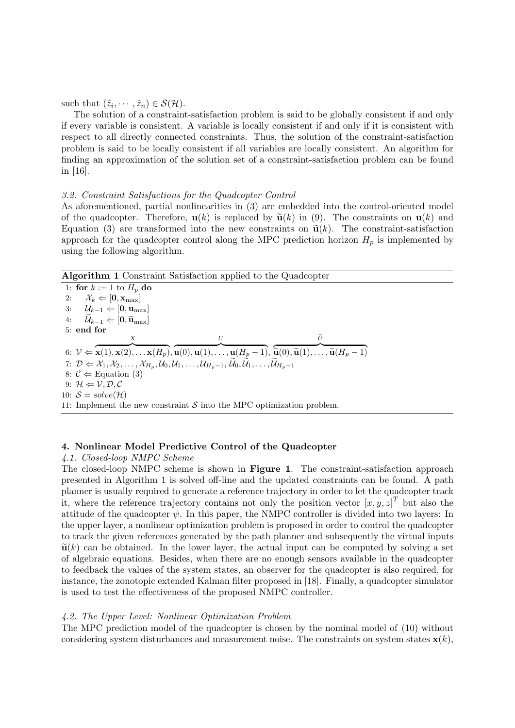such that $(\hat{z}_i, \cdots, \hat{z}_n) \in \mathcal{S}(\mathcal{H})$.

The solution of a constraint-satisfaction problem is said to be globally consistent if and only if every variable is consistent. A variable is locally consistent if and only if it is consistent with respect to all directly connected constraints. Thus, the solution of the constraint-satisfaction problem is said to be locally consistent if all variables are locally consistent. An algorithm for finding an approximation of the solution set of a constraint-satisfaction problem can be found in [16].

### *3.2. Constraint Satisfactions for the Quadcopter Control*

As aforementioned, partial nonlinearities in (3) are embedded into the control-oriented model of the quadcopter. Therefore, $\mathbf{u}(k)$ is replaced by $\widetilde{\mathbf{u}}(k)$ in (9). The constraints on $\mathbf{u}(k)$ and Equation (3) are transformed into the new constraints on $\widetilde{\mathbf{u}}(k)$. The constraint-satisfaction approach for the quadcopter control along the MPC prediction horizon $H_p$ is implemented by using the following algorithm.

**Algorithm 1** Constraint Satisfaction applied to the Quadcopter

1: **for** $k := 1$ to $H_p$ **do**
2: $\quad \mathcal{X}_k \Leftarrow [\mathbf{0}, \mathbf{x}_{\max}]$
3: $\quad \mathcal{U}_{k-1} \Leftarrow [\mathbf{0}, \mathbf{u}_{\max}]$
4: $\quad \widetilde{\mathcal{U}}_{k-1} \Leftarrow [\mathbf{0}, \widetilde{\mathbf{u}}_{\max}]$
5: **end for**
6: $\mathcal{V} \Leftarrow \overbrace{\mathbf{x}(1), \mathbf{x}(2), \ldots \mathbf{x}(H_p)}^{X}, \overbrace{\mathbf{u}(0), \mathbf{u}(1), \ldots, \mathbf{u}(H_p-1)}^{U}, \overbrace{\widetilde{\mathbf{u}}(0), \widetilde{\mathbf{u}}(1), \ldots, \widetilde{\mathbf{u}}(H_p-1)}^{\widetilde{U}}$
7: $\mathcal{D} \Leftarrow \mathcal{X}_1, \mathcal{X}_2, \ldots, \mathcal{X}_{H_p}, \mathcal{U}_0, \mathcal{U}_1, \ldots, \mathcal{U}_{H_p-1}, \widetilde{\mathcal{U}}_0, \widetilde{\mathcal{U}}_1, \ldots, \widetilde{\mathcal{U}}_{H_p-1}$
8: $\mathcal{C} \Leftarrow$ Equation (3)
9: $\mathcal{H} \Leftarrow \mathcal{V}, \mathcal{D}, \mathcal{C}$
10: $\mathcal{S} = solve(\mathcal{H})$
11: Implement the new constraint $\mathcal{S}$ into the MPC optimization problem.

## 4. Nonlinear Model Predictive Control of the Quadcopter

### *4.1. Closed-loop NMPC Scheme*

The closed-loop NMPC scheme is shown in **Figure 1**. The constraint-satisfaction approach presented in Algorithm 1 is solved off-line and the updated constraints can be found. A path planner is usually required to generate a reference trajectory in order to let the quadcopter track it, where the reference trajectory contains not only the position vector $[x, y, z]^T$ but also the attitude of the quadcopter $\psi$. In this paper, the NMPC controller is divided into two layers: In the upper layer, a nonlinear optimization problem is proposed in order to control the quadcopter to track the given references generated by the path planner and subsequently the virtual inputs $\widetilde{\mathbf{u}}(k)$ can be obtained. In the lower layer, the actual input can be computed by solving a set of algebraic equations. Besides, when there are no enough sensors available in the quadcopter to feedback the values of the system states, an observer for the quadcopter is also required, for instance, the zonotopic extended Kalman filter proposed in [18]. Finally, a quadcopter simulator is used to test the effectiveness of the proposed NMPC controller.

### *4.2. The Upper Level: Nonlinear Optimization Problem*

The MPC prediction model of the quadcopter is chosen by the nominal model of (10) without considering system disturbances and measurement noise. The constraints on system states $\mathbf{x}(k)$,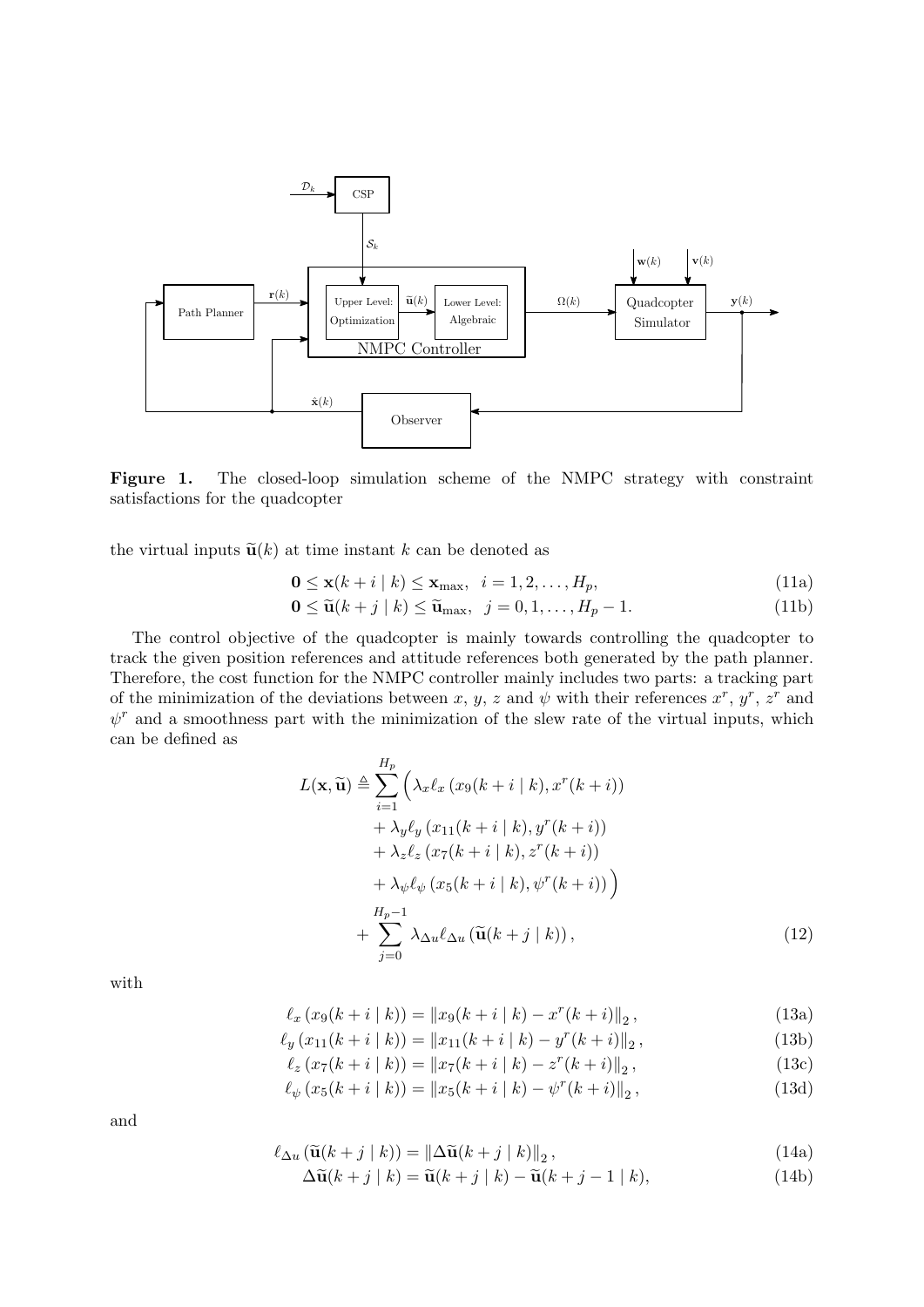$\mathcal{D}_k$

CSP

$\mathcal{S}_k$

$\mathbf{w}(k)$

$\mathbf{v}(k)$

Path Planner

$\mathbf{r}(k)$

Upper Level: Optimization

$\widetilde{\mathbf{u}}(k)$

Lower Level: Algebraic

NMPC Controller

$\Omega(k)$

Quadcopter Simulator

$\mathbf{y}(k)$

$\hat{\mathbf{x}}(k)$

Observer

**Figure 1.** The closed-loop simulation scheme of the NMPC strategy with constraint satisfactions for the quadcopter

the virtual inputs $\widetilde{\mathbf{u}}(k)$ at time instant $k$ can be denoted as

$$
\mathbf{0} \le \mathbf{x}(k+i \mid k) \le \mathbf{x}_{\max}, \quad i = 1, 2, \ldots, H_p, \tag{11a}
$$

$$
\mathbf{0} \le \widetilde{\mathbf{u}}(k+j \mid k) \le \widetilde{\mathbf{u}}_{\max}, \quad j = 0, 1, \ldots, H_p - 1. \tag{11b}
$$

The control objective of the quadcopter is mainly towards controlling the quadcopter to track the given position references and attitude references both generated by the path planner. Therefore, the cost function for the NMPC controller mainly includes two parts: a tracking part of the minimization of the deviations between $x$, $y$, $z$ and $\psi$ with their references $x^r$, $y^r$, $z^r$ and $\psi^r$ and a smoothness part with the minimization of the slew rate of the virtual inputs, which can be defined as

$$
\begin{aligned}
L(\mathbf{x}, \widetilde{\mathbf{u}}) \triangleq \sum_{i=1}^{H_p} \Big( & \lambda_x \ell_x \left(x_9(k+i \mid k), x^r(k+i)\right) \\
& + \lambda_y \ell_y \left(x_{11}(k+i \mid k), y^r(k+i)\right) \\
& + \lambda_z \ell_z \left(x_7(k+i \mid k), z^r(k+i)\right) \\
& + \lambda_\psi \ell_\psi \left(x_5(k+i \mid k), \psi^r(k+i)\right) \Big) \\
& + \sum_{j=0}^{H_p-1} \lambda_{\Delta u} \ell_{\Delta u} \left(\widetilde{\mathbf{u}}(k+j \mid k)\right),
\end{aligned} \tag{12}
$$

with

$$
\ell_x \left(x_9(k+i \mid k)\right) = \left\| x_9(k+i \mid k) - x^r(k+i) \right\|_2, \tag{13a}
$$

$$
\ell_y \left(x_{11}(k+i \mid k)\right) = \left\| x_{11}(k+i \mid k) - y^r(k+i) \right\|_2, \tag{13b}
$$

$$
\ell_z \left(x_7(k+i \mid k)\right) = \left\| x_7(k+i \mid k) - z^r(k+i) \right\|_2, \tag{13c}
$$

$$
\ell_\psi \left(x_5(k+i \mid k)\right) = \left\| x_5(k+i \mid k) - \psi^r(k+i) \right\|_2, \tag{13d}
$$

and

$$
\ell_{\Delta u} \left(\widetilde{\mathbf{u}}(k+j \mid k)\right) = \left\| \Delta \widetilde{\mathbf{u}}(k+j \mid k) \right\|_2, \tag{14a}
$$

$$
\Delta \widetilde{\mathbf{u}}(k+j \mid k) = \widetilde{\mathbf{u}}(k+j \mid k) - \widetilde{\mathbf{u}}(k+j-1 \mid k), \tag{14b}
$$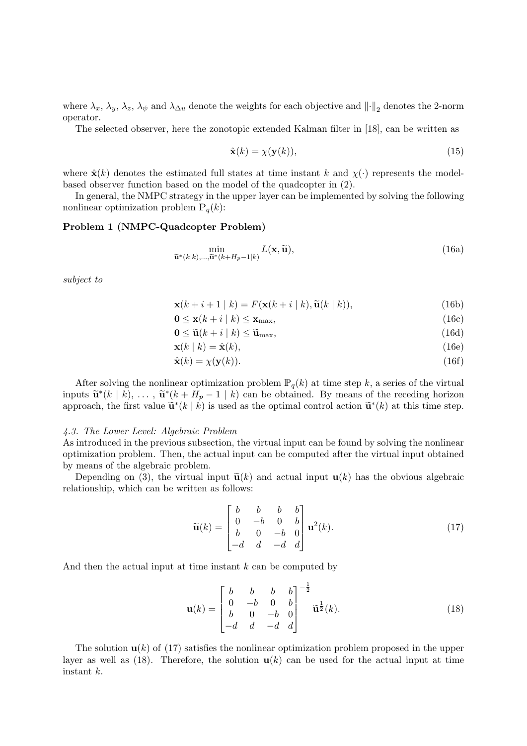where $\lambda_x$, $\lambda_y$, $\lambda_z$, $\lambda_\psi$ and $\lambda_{\Delta u}$ denote the weights for each objective and $\|\cdot\|_2$ denotes the 2-norm operator.

The selected observer, here the zonotopic extended Kalman filter in [18], can be written as

$$\hat{\mathbf{x}}(k) = \chi(\mathbf{y}(k)), \tag{15}$$

where $\hat{\mathbf{x}}(k)$ denotes the estimated full states at time instant $k$ and $\chi(\cdot)$ represents the model-based observer function based on the model of the quadcopter in (2).

In general, the NMPC strategy in the upper layer can be implemented by solving the following nonlinear optimization problem $\mathbb{P}_q(k)$:

**Problem 1 (NMPC-Quadcopter Problem)**

$$\min_{\widetilde{\mathbf{u}}^*(k|k),\ldots,\widetilde{\mathbf{u}}^*(k+H_p-1|k)} L(\mathbf{x}, \widetilde{\mathbf{u}}), \tag{16a}$$

*subject to*

$$\mathbf{x}(k+i+1 \mid k) = F(\mathbf{x}(k+i \mid k), \widetilde{\mathbf{u}}(k \mid k)), \tag{16b}$$

$$\mathbf{0} \leq \mathbf{x}(k+i \mid k) \leq \mathbf{x}_{\max}, \tag{16c}$$

$$\mathbf{0} \leq \widetilde{\mathbf{u}}(k+i \mid k) \leq \widetilde{\mathbf{u}}_{\max}, \tag{16d}$$

$$\mathbf{x}(k \mid k) = \hat{\mathbf{x}}(k), \tag{16e}$$

$$\hat{\mathbf{x}}(k) = \chi(\mathbf{y}(k)). \tag{16f}$$

After solving the nonlinear optimization problem $\mathbb{P}_q(k)$ at time step $k$, a series of the virtual inputs $\widetilde{\mathbf{u}}^*(k \mid k)$, ... , $\widetilde{\mathbf{u}}^*(k+H_p-1 \mid k)$ can be obtained. By means of the receding horizon approach, the first value $\widetilde{\mathbf{u}}^*(k \mid k)$ is used as the optimal control action $\widetilde{\mathbf{u}}^*(k)$ at this time step.

### *4.3. The Lower Level: Algebraic Problem*

As introduced in the previous subsection, the virtual input can be found by solving the nonlinear optimization problem. Then, the actual input can be computed after the virtual input obtained by means of the algebraic problem.

Depending on (3), the virtual input $\widetilde{\mathbf{u}}(k)$ and actual input $\mathbf{u}(k)$ has the obvious algebraic relationship, which can be written as follows:

$$\widetilde{\mathbf{u}}(k) = \begin{bmatrix} b & b & b & b \\ 0 & -b & 0 & b \\ b & 0 & -b & 0 \\ -d & d & -d & d \end{bmatrix} \mathbf{u}^2(k). \tag{17}$$

And then the actual input at time instant $k$ can be computed by

$$\mathbf{u}(k) = \begin{bmatrix} b & b & b & b \\ 0 & -b & 0 & b \\ b & 0 & -b & 0 \\ -d & d & -d & d \end{bmatrix}^{-\frac{1}{2}} \widetilde{\mathbf{u}}^{\frac{1}{2}}(k). \tag{18}$$

The solution $\mathbf{u}(k)$ of (17) satisfies the nonlinear optimization problem proposed in the upper layer as well as (18). Therefore, the solution $\mathbf{u}(k)$ can be used for the actual input at time instant $k$.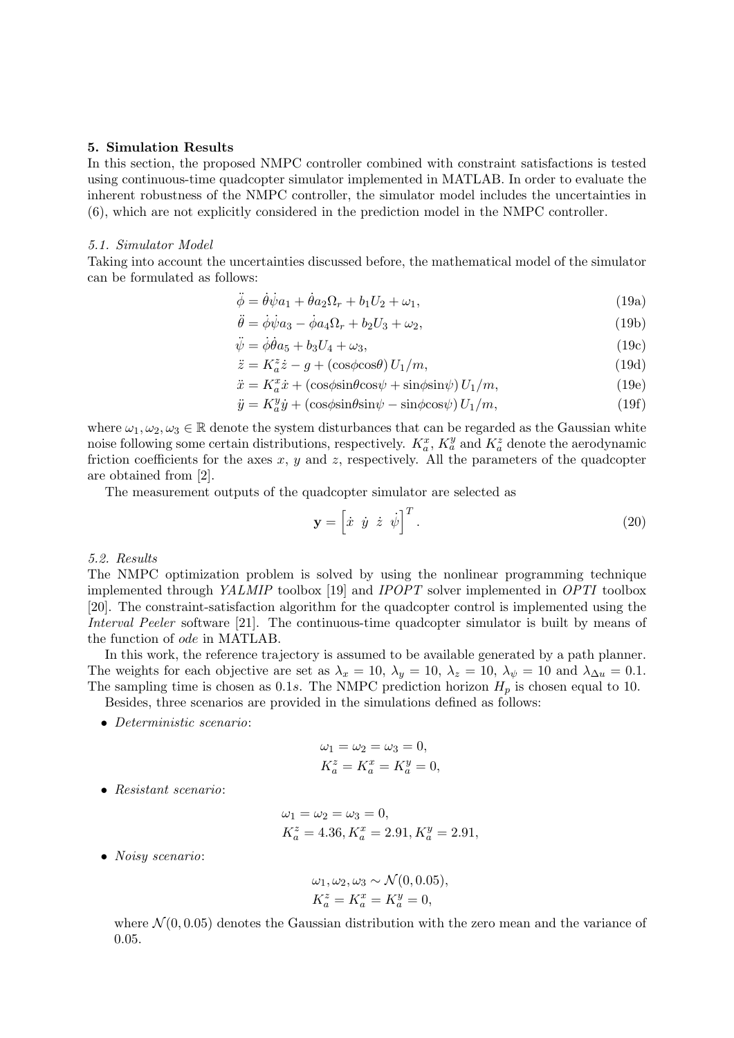## 5. Simulation Results

In this section, the proposed NMPC controller combined with constraint satisfactions is tested using continuous-time quadcopter simulator implemented in MATLAB. In order to evaluate the inherent robustness of the NMPC controller, the simulator model includes the uncertainties in (6), which are not explicitly considered in the prediction model in the NMPC controller.

### *5.1. Simulator Model*

Taking into account the uncertainties discussed before, the mathematical model of the simulator can be formulated as follows:

$$\ddot{\phi} = \dot{\theta}\dot{\psi}a_1 + \dot{\theta}a_2\Omega_r + b_1U_2 + \omega_1, \tag{19a}$$

$$\ddot{\theta} = \dot{\phi}\dot{\psi}a_3 - \dot{\phi}a_4\Omega_r + b_2U_3 + \omega_2, \tag{19b}$$

$$\ddot{\psi} = \dot{\phi}\dot{\theta}a_5 + b_3U_4 + \omega_3, \tag{19c}$$

$$\ddot{z} = K_a^z\dot{z} - g + (\cos\phi\cos\theta)\,U_1/m, \tag{19d}$$

$$\ddot{x} = K_a^x\dot{x} + (\cos\phi\sin\theta\cos\psi + \sin\phi\sin\psi)\,U_1/m, \tag{19e}$$

$$\ddot{y} = K_a^y\dot{y} + (\cos\phi\sin\theta\sin\psi - \sin\phi\cos\psi)\,U_1/m, \tag{19f}$$

where $\omega_1, \omega_2, \omega_3 \in \mathbb{R}$ denote the system disturbances that can be regarded as the Gaussian white noise following some certain distributions, respectively. $K_a^x$, $K_a^y$ and $K_a^z$ denote the aerodynamic friction coefficients for the axes $x$, $y$ and $z$, respectively. All the parameters of the quadcopter are obtained from [2].

The measurement outputs of the quadcopter simulator are selected as

$$\mathbf{y} = \begin{bmatrix} \dot{x} & \dot{y} & \dot{z} & \dot{\psi} \end{bmatrix}^T. \tag{20}$$

### *5.2. Results*

The NMPC optimization problem is solved by using the nonlinear programming technique implemented through *YALMIP* toolbox [19] and *IPOPT* solver implemented in *OPTI* toolbox [20]. The constraint-satisfaction algorithm for the quadcopter control is implemented using the *Interval Peeler* software [21]. The continuous-time quadcopter simulator is built by means of the function of *ode* in MATLAB.

In this work, the reference trajectory is assumed to be available generated by a path planner. The weights for each objective are set as $\lambda_x = 10$, $\lambda_y = 10$, $\lambda_z = 10$, $\lambda_\psi = 10$ and $\lambda_{\Delta u} = 0.1$. The sampling time is chosen as $0.1s$. The NMPC prediction horizon $H_p$ is chosen equal to 10.

Besides, three scenarios are provided in the simulations defined as follows:

- *Deterministic scenario*:

$$\omega_1 = \omega_2 = \omega_3 = 0,$$
$$K_a^z = K_a^x = K_a^y = 0,$$

- *Resistant scenario*:

$$\omega_1 = \omega_2 = \omega_3 = 0,$$
$$K_a^z = 4.36, K_a^x = 2.91, K_a^y = 2.91,$$

- *Noisy scenario*:

$$\omega_1, \omega_2, \omega_3 \sim \mathcal{N}(0, 0.05),$$
$$K_a^z = K_a^x = K_a^y = 0,$$

  where $\mathcal{N}(0, 0.05)$ denotes the Gaussian distribution with the zero mean and the variance of 0.05.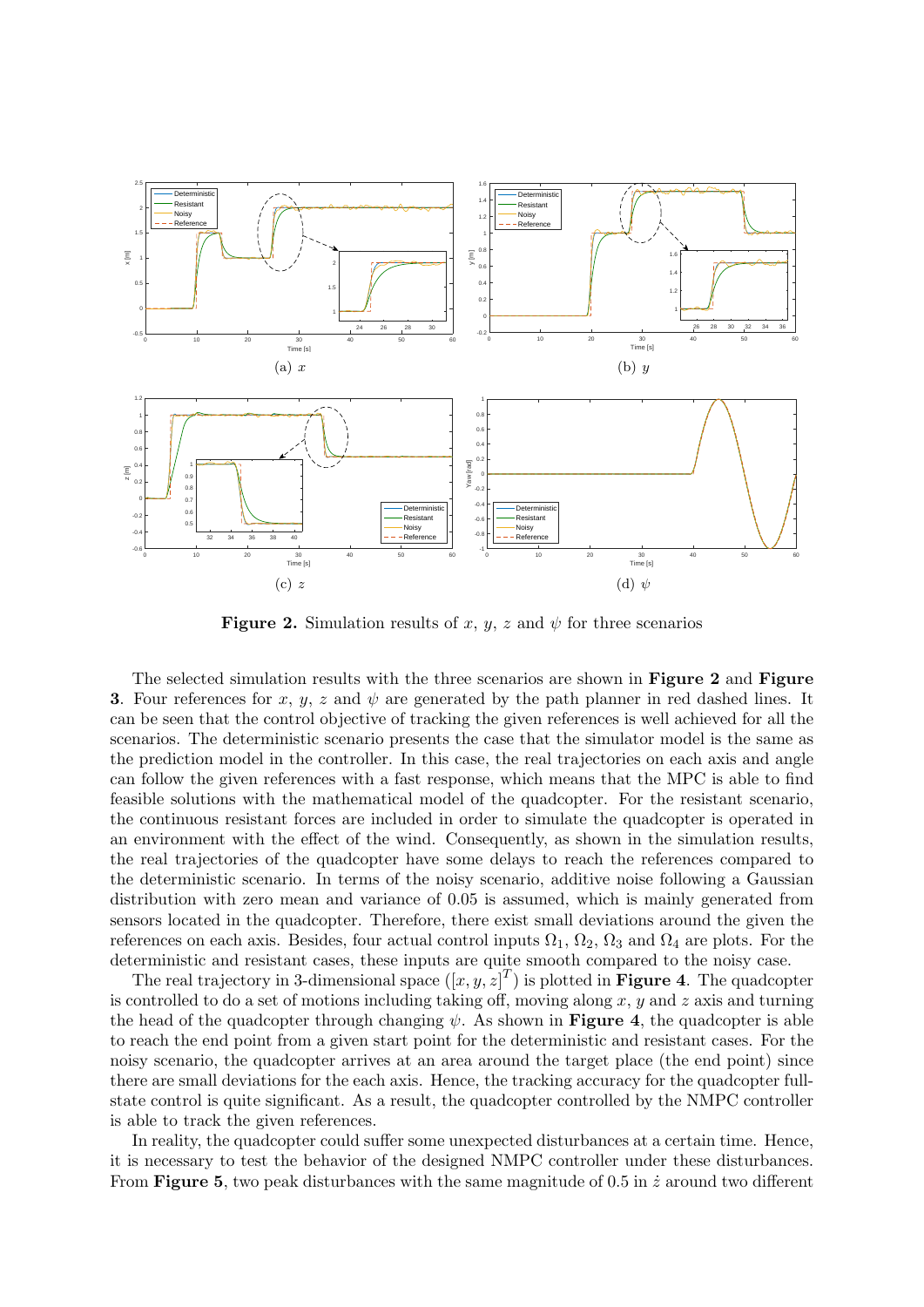Deterministic
Resistant
Noisy
Reference

x [m]

Time [s]

(a) $x$

Deterministic
Resistant
Noisy
Reference

y [m]

Time [s]

(b) $y$

Deterministic
Resistant
Noisy
Reference

z [m]

Time [s]

(c) $z$

Deterministic
Resistant
Noisy
Reference

Yaw [rad]

Time [s]

(d) $\psi$

**Figure 2.** Simulation results of $x$, $y$, $z$ and $\psi$ for three scenarios

The selected simulation results with the three scenarios are shown in **Figure 2** and **Figure 3**. Four references for $x$, $y$, $z$ and $\psi$ are generated by the path planner in red dashed lines. It can be seen that the control objective of tracking the given references is well achieved for all the scenarios. The deterministic scenario presents the case that the simulator model is the same as the prediction model in the controller. In this case, the real trajectories on each axis and angle can follow the given references with a fast response, which means that the MPC is able to find feasible solutions with the mathematical model of the quadcopter. For the resistant scenario, the continuous resistant forces are included in order to simulate the quadcopter is operated in an environment with the effect of the wind. Consequently, as shown in the simulation results, the real trajectories of the quadcopter have some delays to reach the references compared to the deterministic scenario. In terms of the noisy scenario, additive noise following a Gaussian distribution with zero mean and variance of 0.05 is assumed, which is mainly generated from sensors located in the quadcopter. Therefore, there exist small deviations around the given the references on each axis. Besides, four actual control inputs $\Omega_1$, $\Omega_2$, $\Omega_3$ and $\Omega_4$ are plots. For the deterministic and resistant cases, these inputs are quite smooth compared to the noisy case.

The real trajectory in 3-dimensional space ($[x, y, z]^T$) is plotted in **Figure 4**. The quadcopter is controlled to do a set of motions including taking off, moving along $x$, $y$ and $z$ axis and turning the head of the quadcopter through changing $\psi$. As shown in **Figure 4**, the quadcopter is able to reach the end point from a given start point for the deterministic and resistant cases. For the noisy scenario, the quadcopter arrives at an area around the target place (the end point) since there are small deviations for the each axis. Hence, the tracking accuracy for the quadcopter full-state control is quite significant. As a result, the quadcopter controlled by the NMPC controller is able to track the given references.

In reality, the quadcopter could suffer some unexpected disturbances at a certain time. Hence, it is necessary to test the behavior of the designed NMPC controller under these disturbances. From **Figure 5**, two peak disturbances with the same magnitude of 0.5 in $\dot{z}$ around two different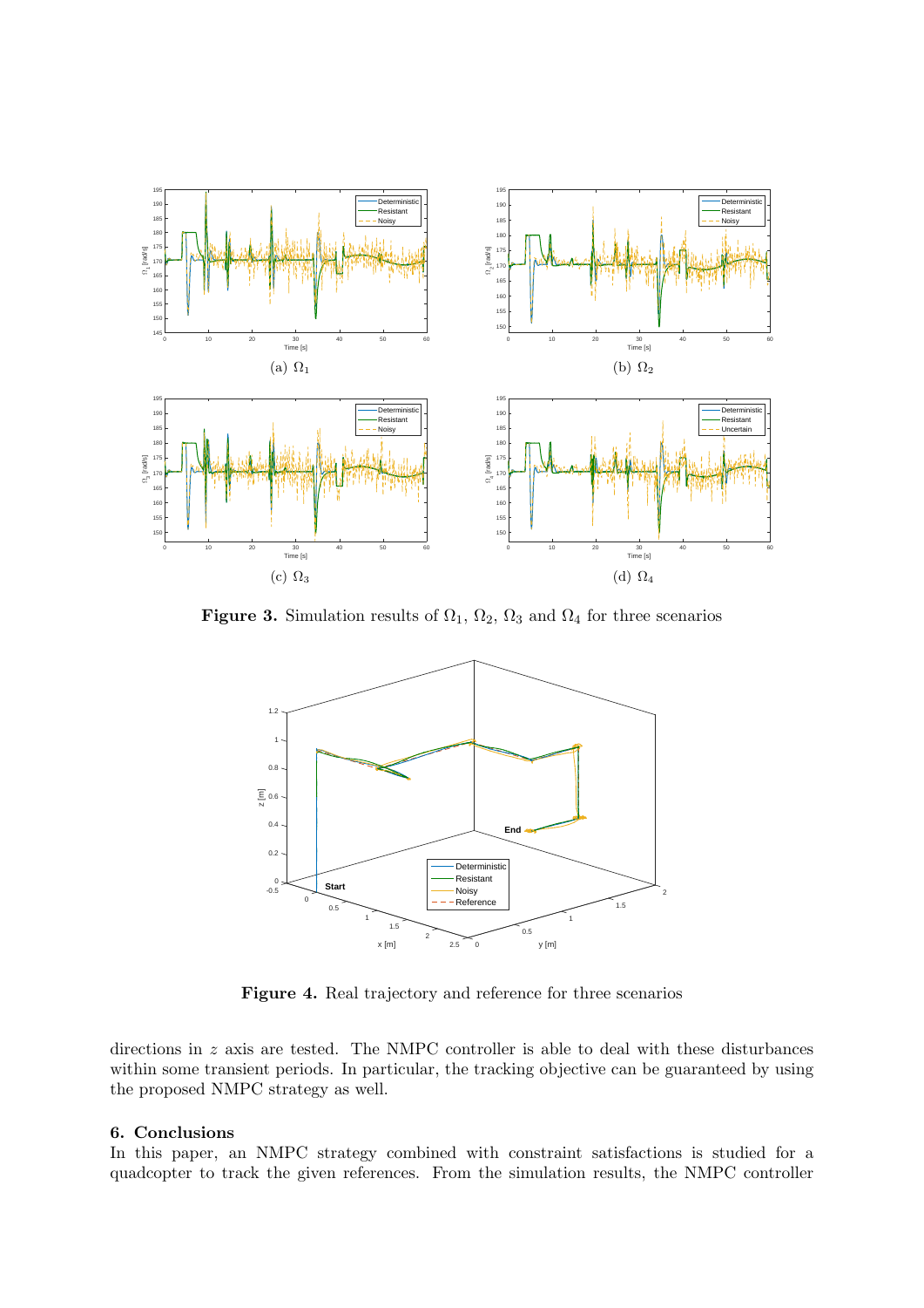(a) $\Omega_1$

(b) $\Omega_2$

(c) $\Omega_3$

(d) $\Omega_4$

**Figure 3.** Simulation results of $\Omega_1$, $\Omega_2$, $\Omega_3$ and $\Omega_4$ for three scenarios

**Figure 4.** Real trajectory and reference for three scenarios

directions in $z$ axis are tested. The NMPC controller is able to deal with these disturbances within some transient periods. In particular, the tracking objective can be guaranteed by using the proposed NMPC strategy as well.

## 6. Conclusions

In this paper, an NMPC strategy combined with constraint satisfactions is studied for a quadcopter to track the given references. From the simulation results, the NMPC controller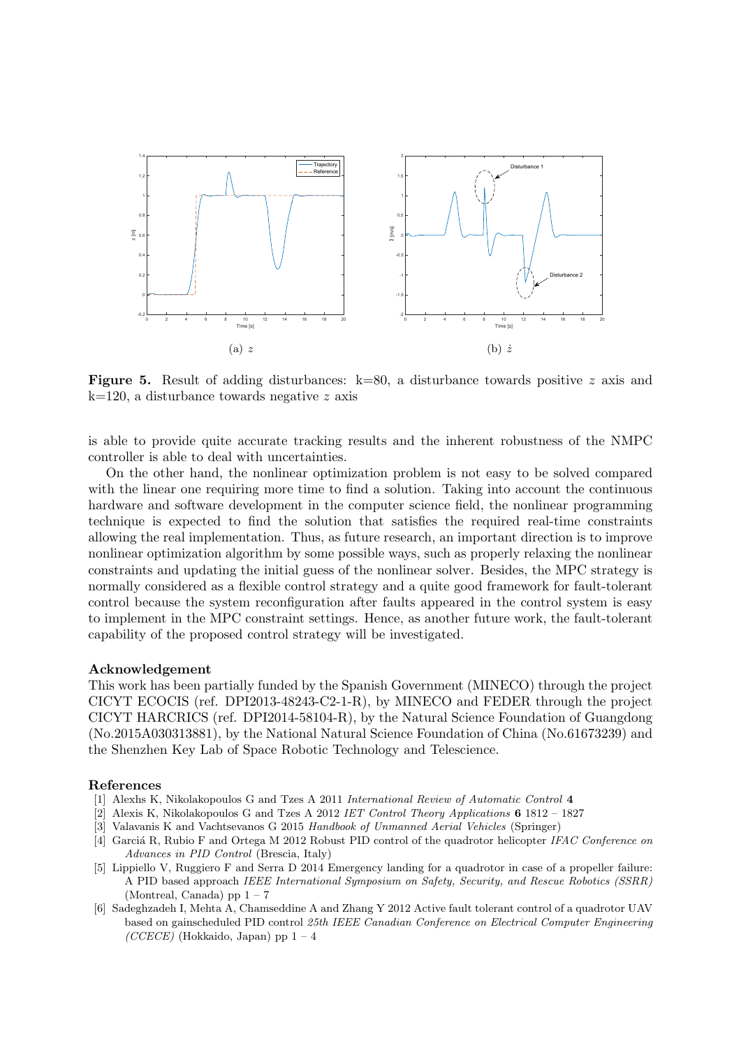Trajectory
Reference

z [m]

Time [s]

(a) $z$

Disturbance 1

Disturbance 2

$\dot{z}$ [m/s]

Time [s]

(b) $\dot{z}$

**Figure 5.** Result of adding disturbances: k=80, a disturbance towards positive $z$ axis and k=120, a disturbance towards negative $z$ axis

is able to provide quite accurate tracking results and the inherent robustness of the NMPC controller is able to deal with uncertainties.

On the other hand, the nonlinear optimization problem is not easy to be solved compared with the linear one requiring more time to find a solution. Taking into account the continuous hardware and software development in the computer science field, the nonlinear programming technique is expected to find the solution that satisfies the required real-time constraints allowing the real implementation. Thus, as future research, an important direction is to improve nonlinear optimization algorithm by some possible ways, such as properly relaxing the nonlinear constraints and updating the initial guess of the nonlinear solver. Besides, the MPC strategy is normally considered as a flexible control strategy and a quite good framework for fault-tolerant control because the system reconfiguration after faults appeared in the control system is easy to implement in the MPC constraint settings. Hence, as another future work, the fault-tolerant capability of the proposed control strategy will be investigated.

### Acknowledgement

This work has been partially funded by the Spanish Government (MINECO) through the project CICYT ECOCIS (ref. DPI2013-48243-C2-1-R), by MINECO and FEDER through the project CICYT HARCRICS (ref. DPI2014-58104-R), by the Natural Science Foundation of Guangdong (No.2015A030313881), by the National Natural Science Foundation of China (No.61673239) and the Shenzhen Key Lab of Space Robotic Technology and Telescience.

### References

[1] Alexhs K, Nikolakopoulos G and Tzes A 2011 *International Review of Automatic Control* **4**

[2] Alexis K, Nikolakopoulos G and Tzes A 2012 *IET Control Theory Applications* **6** 1812 – 1827

[3] Valavanis K and Vachtsevanos G 2015 *Handbook of Unmanned Aerial Vehicles* (Springer)

[4] Garciá R, Rubio F and Ortega M 2012 Robust PID control of the quadrotor helicopter *IFAC Conference on Advances in PID Control* (Brescia, Italy)

[5] Lippiello V, Ruggiero F and Serra D 2014 Emergency landing for a quadrotor in case of a propeller failure: A PID based approach *IEEE International Symposium on Safety, Security, and Rescue Robotics (SSRR)* (Montreal, Canada) pp 1 – 7

[6] Sadeghzadeh I, Mehta A, Chamseddine A and Zhang Y 2012 Active fault tolerant control of a quadrotor UAV based on gainscheduled PID control *25th IEEE Canadian Conference on Electrical Computer Engineering (CCECE)* (Hokkaido, Japan) pp 1 – 4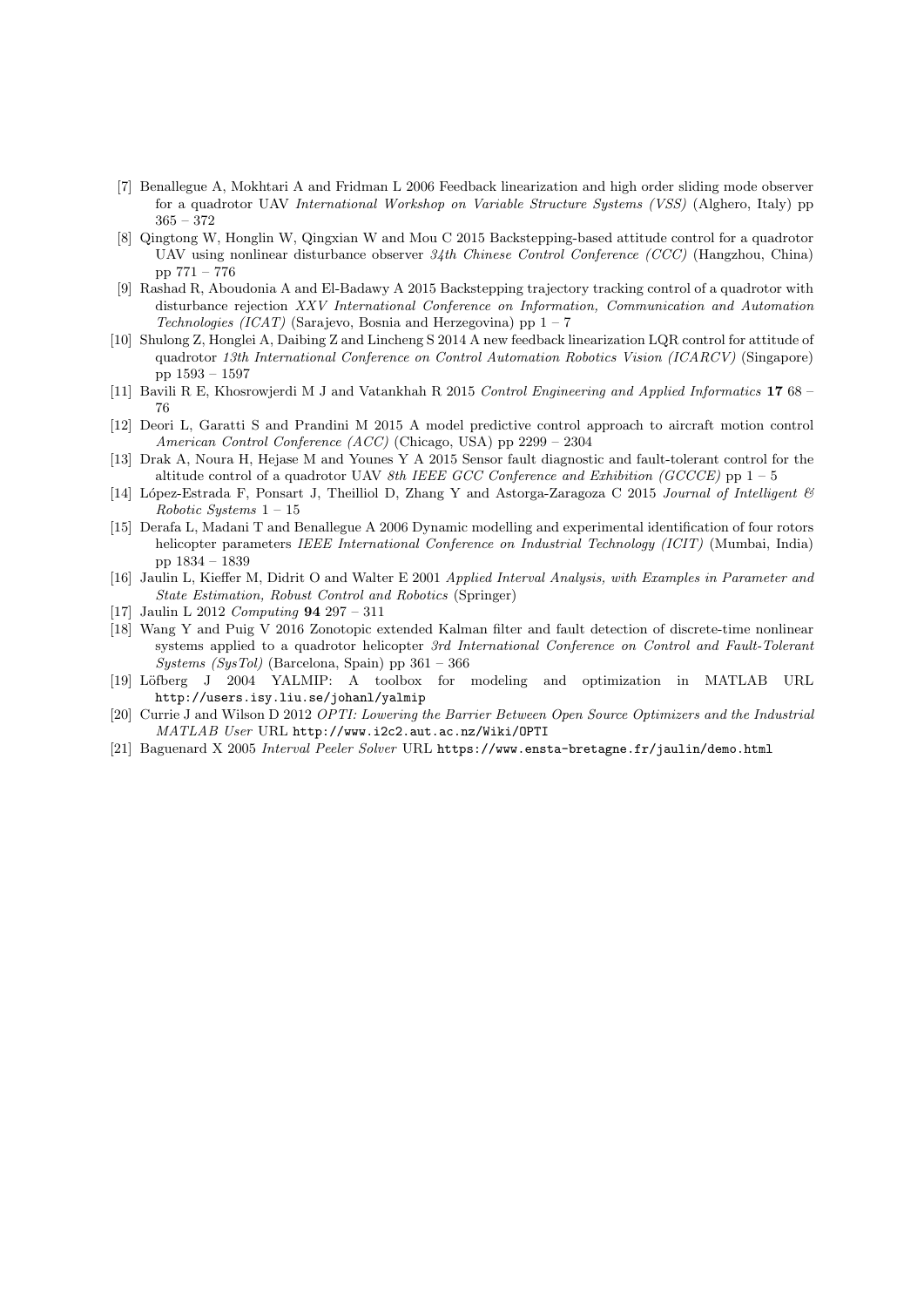[7] Benallegue A, Mokhtari A and Fridman L 2006 Feedback linearization and high order sliding mode observer for a quadrotor UAV *International Workshop on Variable Structure Systems (VSS)* (Alghero, Italy) pp 365 – 372

[8] Qingtong W, Honglin W, Qingxian W and Mou C 2015 Backstepping-based attitude control for a quadrotor UAV using nonlinear disturbance observer *34th Chinese Control Conference (CCC)* (Hangzhou, China) pp 771 – 776

[9] Rashad R, Aboudonia A and El-Badawy A 2015 Backstepping trajectory tracking control of a quadrotor with disturbance rejection *XXV International Conference on Information, Communication and Automation Technologies (ICAT)* (Sarajevo, Bosnia and Herzegovina) pp 1 – 7

[10] Shulong Z, Honglei A, Daibing Z and Lincheng S 2014 A new feedback linearization LQR control for attitude of quadrotor *13th International Conference on Control Automation Robotics Vision (ICARCV)* (Singapore) pp 1593 – 1597

[11] Bavili R E, Khosrowjerdi M J and Vatankhah R 2015 *Control Engineering and Applied Informatics* **17** 68 – 76

[12] Deori L, Garatti S and Prandini M 2015 A model predictive control approach to aircraft motion control *American Control Conference (ACC)* (Chicago, USA) pp 2299 – 2304

[13] Drak A, Noura H, Hejase M and Younes Y A 2015 Sensor fault diagnostic and fault-tolerant control for the altitude control of a quadrotor UAV *8th IEEE GCC Conference and Exhibition (GCCCE)* pp 1 – 5

[14] López-Estrada F, Ponsart J, Theilliol D, Zhang Y and Astorga-Zaragoza C 2015 *Journal of Intelligent & Robotic Systems* 1 – 15

[15] Derafa L, Madani T and Benallegue A 2006 Dynamic modelling and experimental identification of four rotors helicopter parameters *IEEE International Conference on Industrial Technology (ICIT)* (Mumbai, India) pp 1834 – 1839

[16] Jaulin L, Kieffer M, Didrit O and Walter E 2001 *Applied Interval Analysis, with Examples in Parameter and State Estimation, Robust Control and Robotics* (Springer)

[17] Jaulin L 2012 *Computing* **94** 297 – 311

[18] Wang Y and Puig V 2016 Zonotopic extended Kalman filter and fault detection of discrete-time nonlinear systems applied to a quadrotor helicopter *3rd International Conference on Control and Fault-Tolerant Systems (SysTol)* (Barcelona, Spain) pp 361 – 366

[19] Löfberg J 2004 YALMIP: A toolbox for modeling and optimization in MATLAB URL `http://users.isy.liu.se/johanl/yalmip`

[20] Currie J and Wilson D 2012 *OPTI: Lowering the Barrier Between Open Source Optimizers and the Industrial MATLAB User* URL `http://www.i2c2.aut.ac.nz/Wiki/OPTI`

[21] Baguenard X 2005 *Interval Peeler Solver* URL `https://www.ensta-bretagne.fr/jaulin/demo.html`